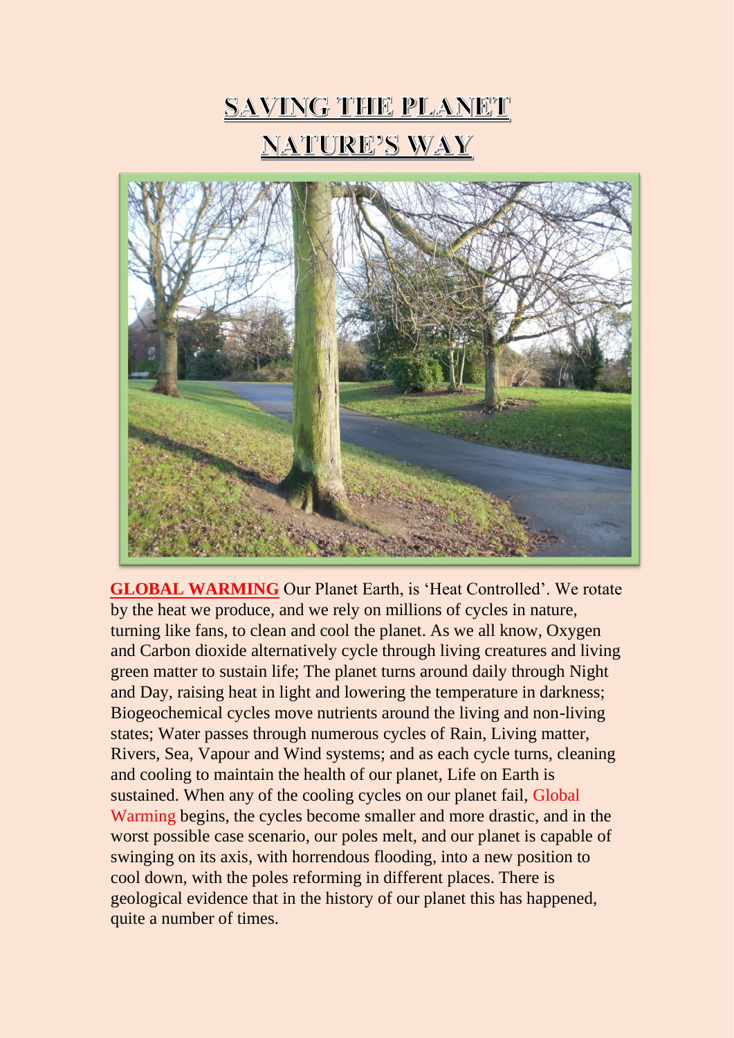# SAVING THE PLANET
# NATURE'S WAY

**GLOBAL WARMING** Our Planet Earth, is 'Heat Controlled'. We rotate by the heat we produce, and we rely on millions of cycles in nature, turning like fans, to clean and cool the planet. As we all know, Oxygen and Carbon dioxide alternatively cycle through living creatures and living green matter to sustain life; The planet turns around daily through Night and Day, raising heat in light and lowering the temperature in darkness; Biogeochemical cycles move nutrients around the living and non-living states; Water passes through numerous cycles of Rain, Living matter, Rivers, Sea, Vapour and Wind systems; and as each cycle turns, cleaning and cooling to maintain the health of our planet, Life on Earth is sustained. When any of the cooling cycles on our planet fail, Global Warming begins, the cycles become smaller and more drastic, and in the worst possible case scenario, our poles melt, and our planet is capable of swinging on its axis, with horrendous flooding, into a new position to cool down, with the poles reforming in different places. There is geological evidence that in the history of our planet this has happened, quite a number of times.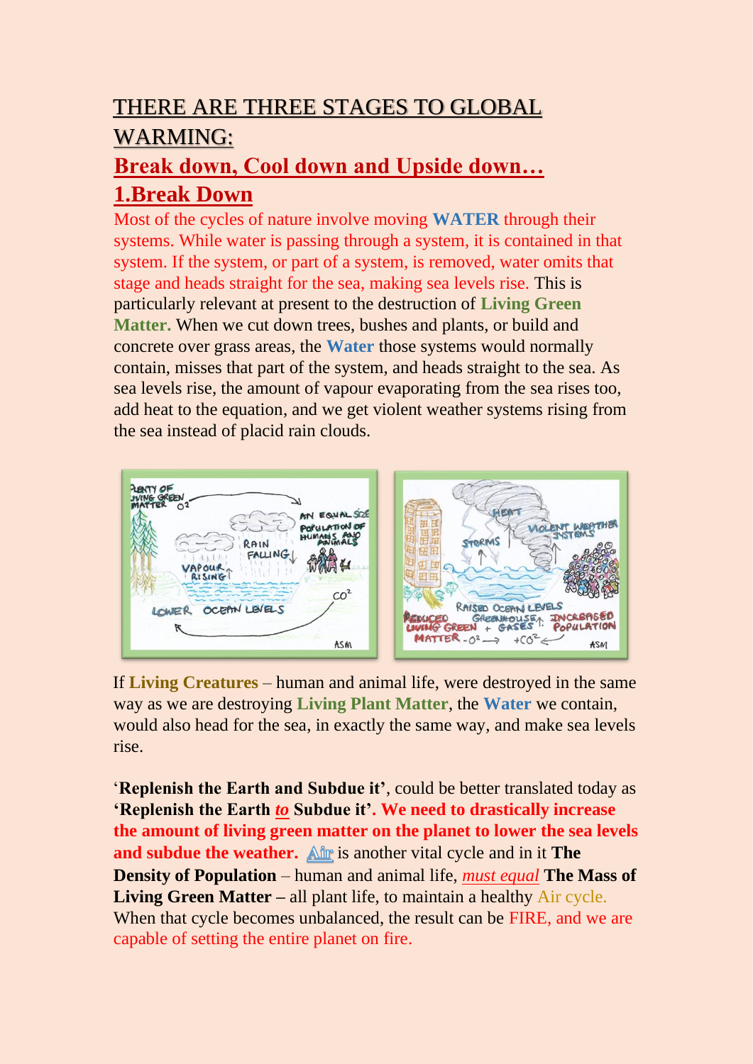# THERE ARE THREE STAGES TO GLOBAL WARMING:

## Break down, Cool down and Upside down…

## 1.Break Down

Most of the cycles of nature involve moving **WATER** through their systems. While water is passing through a system, it is contained in that system. If the system, or part of a system, is removed, water omits that stage and heads straight for the sea, making sea levels rise. This is particularly relevant at present to the destruction of **Living Green Matter.** When we cut down trees, bushes and plants, or build and concrete over grass areas, the **Water** those systems would normally contain, misses that part of the system, and heads straight to the sea. As sea levels rise, the amount of vapour evaporating from the sea rises too, add heat to the equation, and we get violent weather systems rising from the sea instead of placid rain clouds.

If **Living Creatures** – human and animal life, were destroyed in the same way as we are destroying **Living Plant Matter**, the **Water** we contain, would also head for the sea, in exactly the same way, and make sea levels rise.

'**Replenish the Earth and Subdue it'**, could be better translated today as **'Replenish the Earth *to* Subdue it'. We need to drastically increase the amount of living green matter on the planet to lower the sea levels and subdue the weather.** Air is another vital cycle and in it **The Density of Population** – human and animal life, *must equal* **The Mass of Living Green Matter –** all plant life, to maintain a healthy Air cycle. When that cycle becomes unbalanced, the result can be FIRE, and we are capable of setting the entire planet on fire.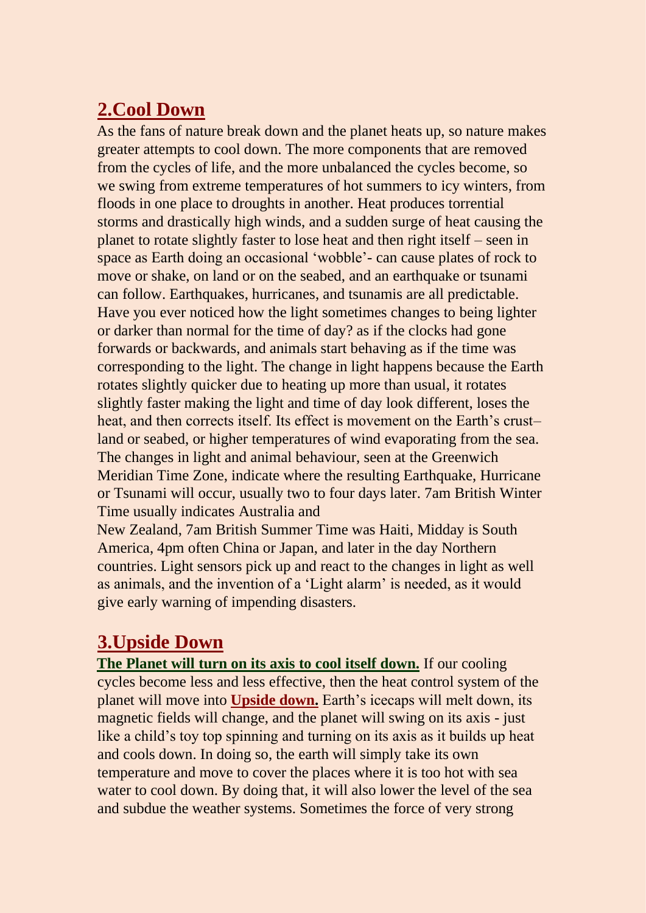## 2.Cool Down

As the fans of nature break down and the planet heats up, so nature makes greater attempts to cool down. The more components that are removed from the cycles of life, and the more unbalanced the cycles become, so we swing from extreme temperatures of hot summers to icy winters, from floods in one place to droughts in another. Heat produces torrential storms and drastically high winds, and a sudden surge of heat causing the planet to rotate slightly faster to lose heat and then right itself – seen in space as Earth doing an occasional 'wobble'- can cause plates of rock to move or shake, on land or on the seabed, and an earthquake or tsunami can follow. Earthquakes, hurricanes, and tsunamis are all predictable. Have you ever noticed how the light sometimes changes to being lighter or darker than normal for the time of day? as if the clocks had gone forwards or backwards, and animals start behaving as if the time was corresponding to the light. The change in light happens because the Earth rotates slightly quicker due to heating up more than usual, it rotates slightly faster making the light and time of day look different, loses the heat, and then corrects itself. Its effect is movement on the Earth's crust– land or seabed, or higher temperatures of wind evaporating from the sea. The changes in light and animal behaviour, seen at the Greenwich Meridian Time Zone, indicate where the resulting Earthquake, Hurricane or Tsunami will occur, usually two to four days later. 7am British Winter Time usually indicates Australia and New Zealand, 7am British Summer Time was Haiti, Midday is South America, 4pm often China or Japan, and later in the day Northern countries. Light sensors pick up and react to the changes in light as well as animals, and the invention of a 'Light alarm' is needed, as it would give early warning of impending disasters.

## 3.Upside Down

**The Planet will turn on its axis to cool itself down.** If our cooling cycles become less and less effective, then the heat control system of the planet will move into **Upside down.** Earth's icecaps will melt down, its magnetic fields will change, and the planet will swing on its axis - just like a child's toy top spinning and turning on its axis as it builds up heat and cools down. In doing so, the earth will simply take its own temperature and move to cover the places where it is too hot with sea water to cool down. By doing that, it will also lower the level of the sea and subdue the weather systems. Sometimes the force of very strong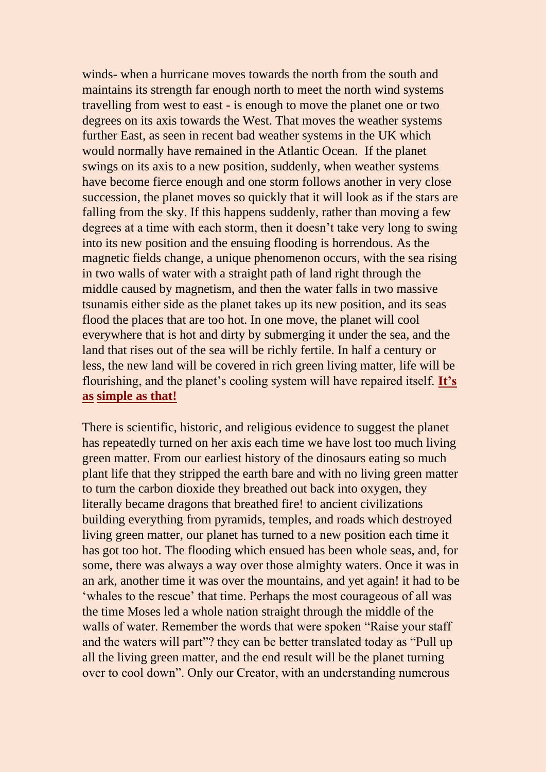winds- when a hurricane moves towards the north from the south and maintains its strength far enough north to meet the north wind systems travelling from west to east - is enough to move the planet one or two degrees on its axis towards the West. That moves the weather systems further East, as seen in recent bad weather systems in the UK which would normally have remained in the Atlantic Ocean. If the planet swings on its axis to a new position, suddenly, when weather systems have become fierce enough and one storm follows another in very close succession, the planet moves so quickly that it will look as if the stars are falling from the sky. If this happens suddenly, rather than moving a few degrees at a time with each storm, then it doesn't take very long to swing into its new position and the ensuing flooding is horrendous. As the magnetic fields change, a unique phenomenon occurs, with the sea rising in two walls of water with a straight path of land right through the middle caused by magnetism, and then the water falls in two massive tsunamis either side as the planet takes up its new position, and its seas flood the places that are too hot. In one move, the planet will cool everywhere that is hot and dirty by submerging it under the sea, and the land that rises out of the sea will be richly fertile. In half a century or less, the new land will be covered in rich green living matter, life will be flourishing, and the planet's cooling system will have repaired itself. **It's as simple as that!**

There is scientific, historic, and religious evidence to suggest the planet has repeatedly turned on her axis each time we have lost too much living green matter. From our earliest history of the dinosaurs eating so much plant life that they stripped the earth bare and with no living green matter to turn the carbon dioxide they breathed out back into oxygen, they literally became dragons that breathed fire! to ancient civilizations building everything from pyramids, temples, and roads which destroyed living green matter, our planet has turned to a new position each time it has got too hot. The flooding which ensued has been whole seas, and, for some, there was always a way over those almighty waters. Once it was in an ark, another time it was over the mountains, and yet again! it had to be 'whales to the rescue' that time. Perhaps the most courageous of all was the time Moses led a whole nation straight through the middle of the walls of water. Remember the words that were spoken "Raise your staff and the waters will part"? they can be better translated today as "Pull up all the living green matter, and the end result will be the planet turning over to cool down". Only our Creator, with an understanding numerous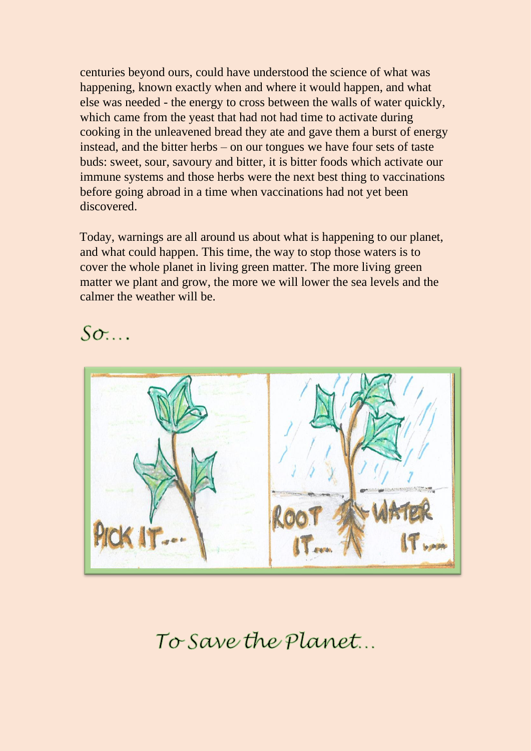centuries beyond ours, could have understood the science of what was happening, known exactly when and where it would happen, and what else was needed - the energy to cross between the walls of water quickly, which came from the yeast that had not had time to activate during cooking in the unleavened bread they ate and gave them a burst of energy instead, and the bitter herbs – on our tongues we have four sets of taste buds: sweet, sour, savoury and bitter, it is bitter foods which activate our immune systems and those herbs were the next best thing to vaccinations before going abroad in a time when vaccinations had not yet been discovered.

Today, warnings are all around us about what is happening to our planet, and what could happen. This time, the way to stop those waters is to cover the whole planet in living green matter. The more living green matter we plant and grow, the more we will lower the sea levels and the calmer the weather will be.

*So….*

PICK IT…

ROOT IT…

WATER IT…

*To Save the Planet…*